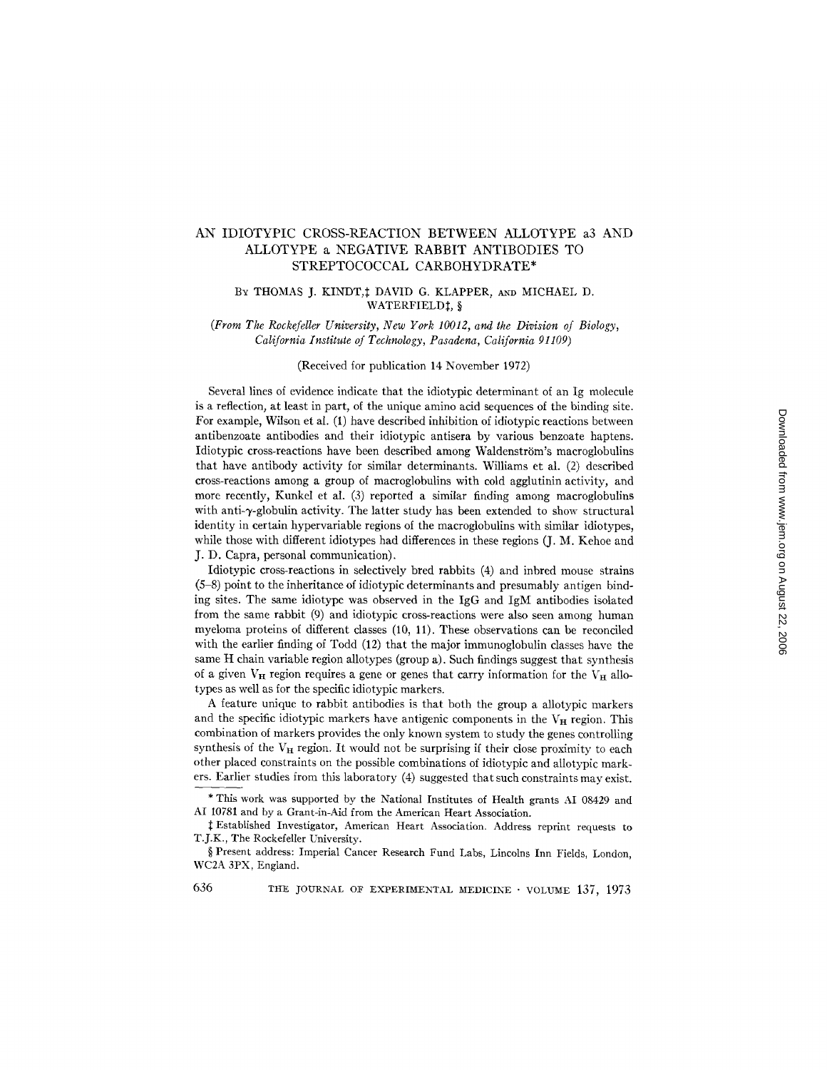# AN IDIOTYPIC CROSS-REACTION BETWEEN ALLOTYPE a3 AND ALLOTYPE a NEGATIVE RABBIT ANTIBODIES TO STREPTOCOCCAL CARBOHYDRATE*

BY THOMAS J. KINDT,‡ DAVID G. KLAPPER, AND MICHAEL D. WATERFIELD‡, §

*(From The Rockefeller University, New York 10012, and the Division of Biology, California Institute of Technology, Pasadena, California 91109)*

(Received for publication 14 November 1972)

Several lines of evidence indicate that the idiotypic determinant of an Ig molecule is a reflection, at least in part, of the unique amino acid sequences of the binding site. For example, Wilson et al. (1) have described inhibition of idiotypic reactions between antibenzoate antibodies and their idiotypic antisera by various benzoate haptens. Idiotypic cross-reactions have been described among Waldenström's macroglobulins that have antibody activity for similar determinants. Williams et al. (2) described cross-reactions among a group of macroglobulins with cold agglutinin activity, and more recently, Kunkel et al. (3) reported a similar finding among macroglobulins with anti-$\gamma$-globulin activity. The latter study has been extended to show structural identity in certain hypervariable regions of the macroglobulins with similar idiotypes, while those with different idiotypes had differences in these regions (J. M. Kehoe and J. D. Capra, personal communication).

Idiotypic cross-reactions in selectively bred rabbits (4) and inbred mouse strains (5–8) point to the inheritance of idiotypic determinants and presumably antigen binding sites. The same idiotype was observed in the IgG and IgM antibodies isolated from the same rabbit (9) and idiotypic cross-reactions were also seen among human myeloma proteins of different classes (10, 11). These observations can be reconciled with the earlier finding of Todd (12) that the major immunoglobulin classes have the same H chain variable region allotypes (group a). Such findings suggest that synthesis of a given $V_H$ region requires a gene or genes that carry information for the $V_H$ allotypes as well as for the specific idiotypic markers.

A feature unique to rabbit antibodies is that both the group a allotypic markers and the specific idiotypic markers have antigenic components in the $V_H$ region. This combination of markers provides the only known system to study the genes controlling synthesis of the $V_H$ region. It would not be surprising if their close proximity to each other placed constraints on the possible combinations of idiotypic and allotypic markers. Earlier studies from this laboratory (4) suggested that such constraints may exist.

---

\* This work was supported by the National Institutes of Health grants AI 08429 and AI 10781 and by a Grant-in-Aid from the American Heart Association.

‡ Established Investigator, American Heart Association. Address reprint requests to T.J.K., The Rockefeller University.

§ Present address: Imperial Cancer Research Fund Labs, Lincolns Inn Fields, London, WC2A 3PX, England.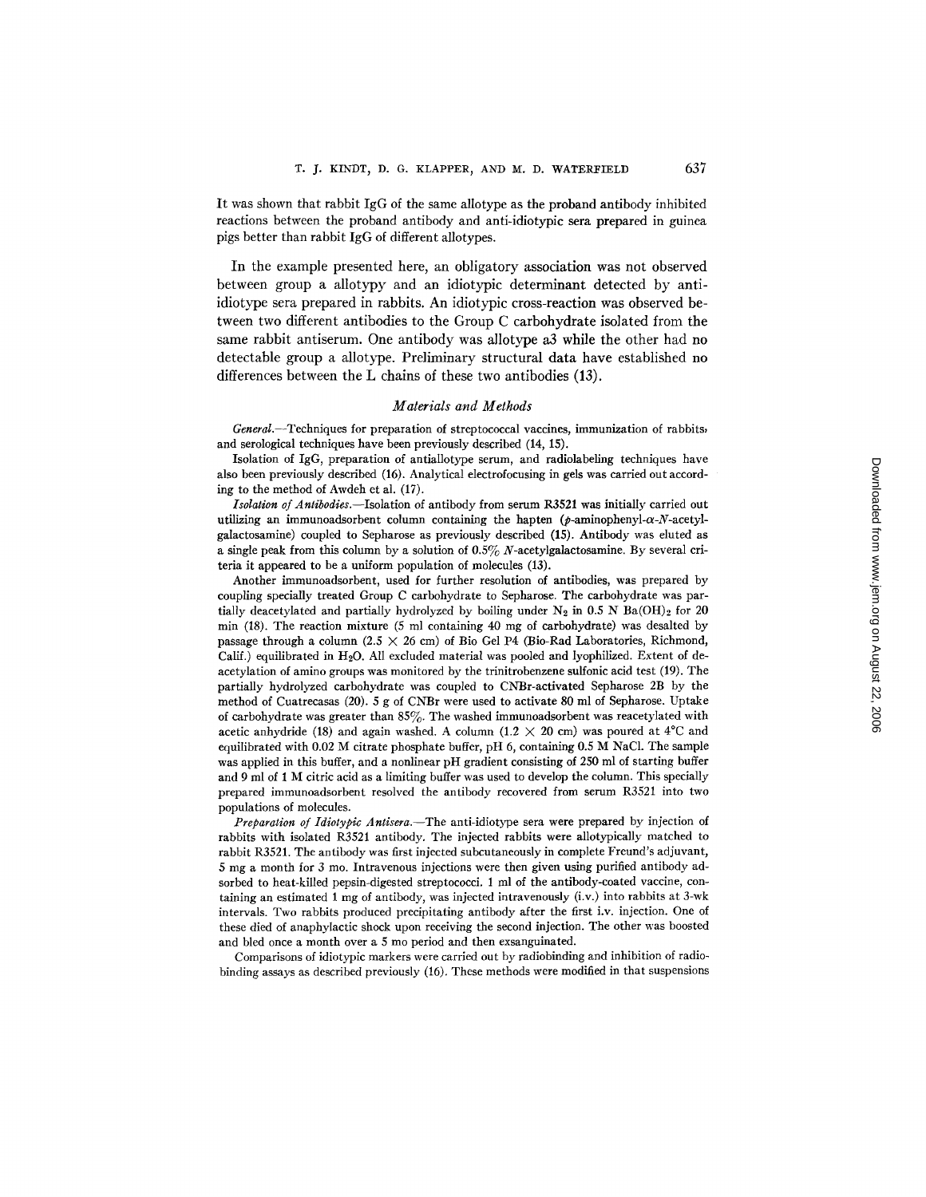It was shown that rabbit IgG of the same allotype as the proband antibody inhibited reactions between the proband antibody and anti-idiotypic sera prepared in guinea pigs better than rabbit IgG of different allotypes.

In the example presented here, an obligatory association was not observed between group a allotypy and an idiotypic determinant detected by anti-idiotype sera prepared in rabbits. An idiotypic cross-reaction was observed between two different antibodies to the Group C carbohydrate isolated from the same rabbit antiserum. One antibody was allotype a3 while the other had no detectable group a allotype. Preliminary structural data have established no differences between the L chains of these two antibodies (13).

## *Materials and Methods*

*General.*—Techniques for preparation of streptococcal vaccines, immunization of rabbits, and serological techniques have been previously described (14, 15).

Isolation of IgG, preparation of antiallotype serum, and radiolabeling techniques have also been previously described (16). Analytical electrofocusing in gels was carried out according to the method of Awdeh et al. (17).

*Isolation of Antibodies.*—Isolation of antibody from serum R3521 was initially carried out utilizing an immunoadsorbent column containing the hapten (*p*-aminophenyl-$\alpha$-*N*-acetylgalactosamine) coupled to Sepharose as previously described (15). Antibody was eluted as a single peak from this column by a solution of 0.5% *N*-acetylgalactosamine. By several criteria it appeared to be a uniform population of molecules (13).

Another immunoadsorbent, used for further resolution of antibodies, was prepared by coupling specially treated Group C carbohydrate to Sepharose. The carbohydrate was partially deacetylated and partially hydrolyzed by boiling under $N_2$ in 0.5 N $Ba(OH)_2$ for 20 min (18). The reaction mixture (5 ml containing 40 mg of carbohydrate) was desalted by passage through a column (2.5 $\times$ 26 cm) of Bio Gel P4 (Bio-Rad Laboratories, Richmond, Calif.) equilibrated in $H_2O$. All excluded material was pooled and lyophilized. Extent of deacetylation of amino groups was monitored by the trinitrobenzene sulfonic acid test (19). The partially hydrolyzed carbohydrate was coupled to CNBr-activated Sepharose 2B by the method of Cuatrecasas (20). 5 g of CNBr were used to activate 80 ml of Sepharose. Uptake of carbohydrate was greater than 85%. The washed immunoadsorbent was reacetylated with acetic anhydride (18) and again washed. A column (1.2 $\times$ 20 cm) was poured at 4°C and equilibrated with 0.02 M citrate phosphate buffer, pH 6, containing 0.5 M NaCl. The sample was applied in this buffer, and a nonlinear pH gradient consisting of 250 ml of starting buffer and 9 ml of 1 M citric acid as a limiting buffer was used to develop the column. This specially prepared immunoadsorbent resolved the antibody recovered from serum R3521 into two populations of molecules.

*Preparation of Idiotypic Antisera.*—The anti-idiotype sera were prepared by injection of rabbits with isolated R3521 antibody. The injected rabbits were allotypically matched to rabbit R3521. The antibody was first injected subcutaneously in complete Freund's adjuvant, 5 mg a month for 3 mo. Intravenous injections were then given using purified antibody adsorbed to heat-killed pepsin-digested streptococci. 1 ml of the antibody-coated vaccine, containing an estimated 1 mg of antibody, was injected intravenously (i.v.) into rabbits at 3-wk intervals. Two rabbits produced precipitating antibody after the first i.v. injection. One of these died of anaphylactic shock upon receiving the second injection. The other was boosted and bled once a month over a 5 mo period and then exsanguinated.

Comparisons of idiotypic markers were carried out by radiobinding and inhibition of radiobinding assays as described previously (16). These methods were modified in that suspensions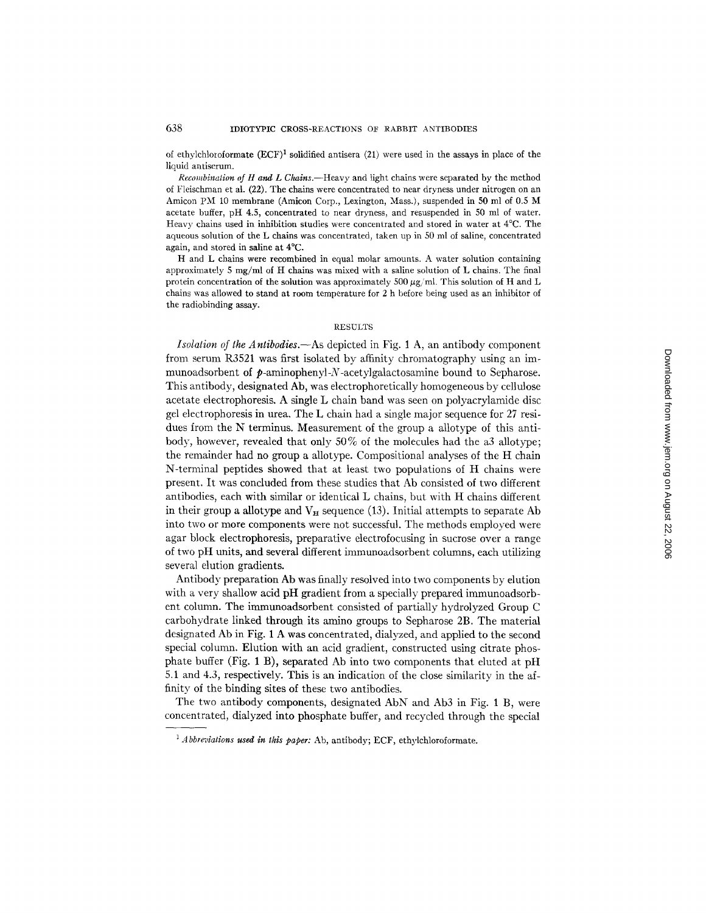of ethylchloroformate (ECF)[1] solidified antisera (21) were used in the assays in place of the liquid antiserum.

*Recombination of H and L Chains.*—Heavy and light chains were separated by the method of Fleischman et al. (22). The chains were concentrated to near dryness under nitrogen on an Amicon PM 10 membrane (Amicon Corp., Lexington, Mass.), suspended in 50 ml of 0.5 M acetate buffer, pH 4.5, concentrated to near dryness, and resuspended in 50 ml of water. Heavy chains used in inhibition studies were concentrated and stored in water at 4°C. The aqueous solution of the L chains was concentrated, taken up in 50 ml of saline, concentrated again, and stored in saline at 4°C.

H and L chains were recombined in equal molar amounts. A water solution containing approximately 5 mg/ml of H chains was mixed with a saline solution of L chains. The final protein concentration of the solution was approximately 500 $\mu$g/ml. This solution of H and L chains was allowed to stand at room temperature for 2 h before being used as an inhibitor of the radiobinding assay.

## RESULTS

*Isolation of the Antibodies.*—As depicted in Fig. 1 A, an antibody component from serum R3521 was first isolated by affinity chromatography using an immunoadsorbent of *p*-aminophenyl-*N*-acetylgalactosamine bound to Sepharose. This antibody, designated Ab, was electrophoretically homogeneous by cellulose acetate electrophoresis. A single L chain band was seen on polyacrylamide disc gel electrophoresis in urea. The L chain had a single major sequence for 27 residues from the N terminus. Measurement of the group a allotype of this antibody, however, revealed that only 50% of the molecules had the a3 allotype; the remainder had no group a allotype. Compositional analyses of the H chain N-terminal peptides showed that at least two populations of H chains were present. It was concluded from these studies that Ab consisted of two different antibodies, each with similar or identical L chains, but with H chains different in their group a allotype and $V_H$ sequence (13). Initial attempts to separate Ab into two or more components were not successful. The methods employed were agar block electrophoresis, preparative electrofocusing in sucrose over a range of two pH units, and several different immunoadsorbent columns, each utilizing several elution gradients.

Antibody preparation Ab was finally resolved into two components by elution with a very shallow acid pH gradient from a specially prepared immunoadsorbent column. The immunoadsorbent consisted of partially hydrolyzed Group C carbohydrate linked through its amino groups to Sepharose 2B. The material designated Ab in Fig. 1 A was concentrated, dialyzed, and applied to the second special column. Elution with an acid gradient, constructed using citrate phosphate buffer (Fig. 1 B), separated Ab into two components that eluted at pH 5.1 and 4.3, respectively. This is an indication of the close similarity in the affinity of the binding sites of these two antibodies.

The two antibody components, designated AbN and Ab3 in Fig. 1 B, were concentrated, dialyzed into phosphate buffer, and recycled through the special

[1] *Abbreviations used in this paper:* Ab, antibody; ECF, ethylchloroformate.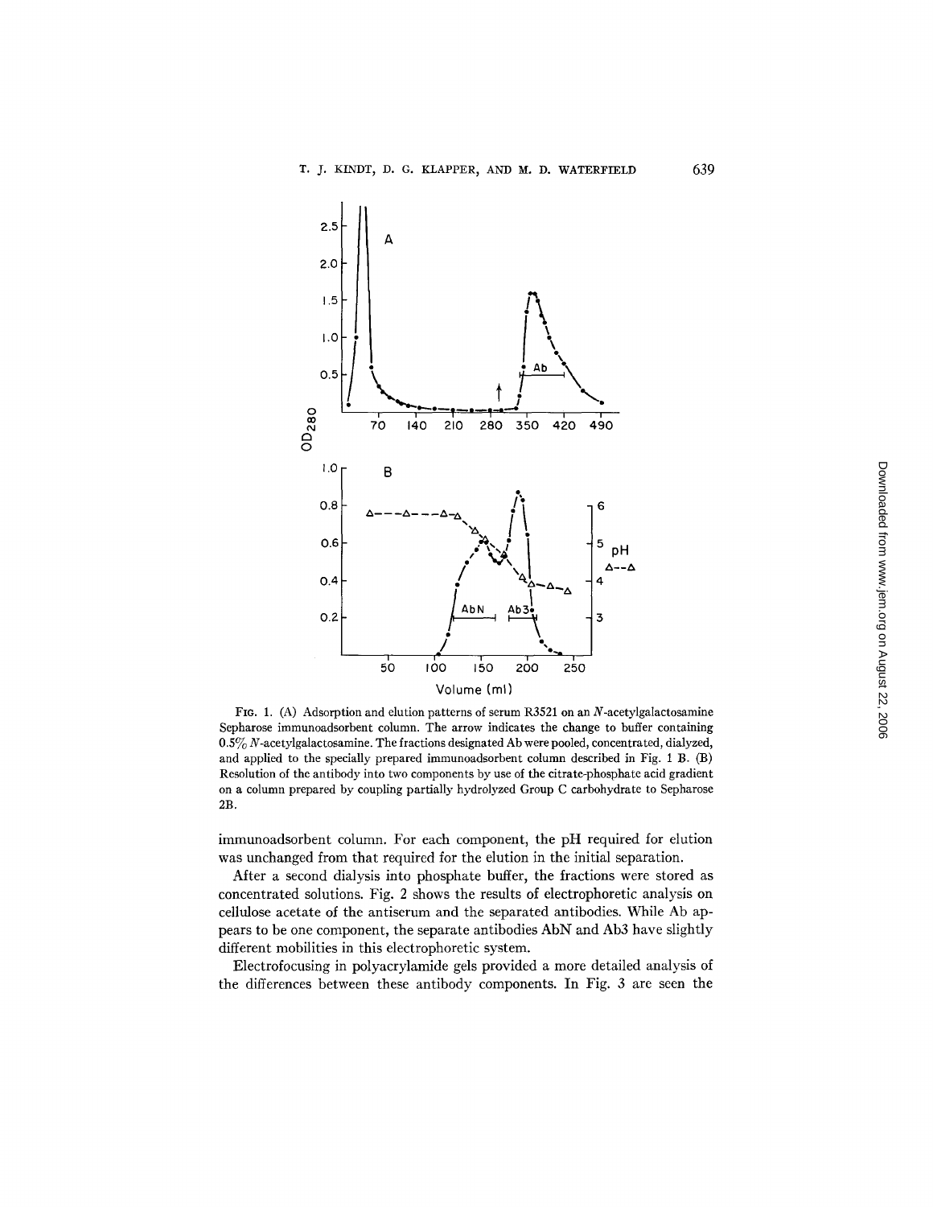FIG. 1. (A) Adsorption and elution patterns of serum R3521 on an *N*-acetylgalactosamine Sepharose immunoadsorbent column. The arrow indicates the change to buffer containing 0.5% *N*-acetylgalactosamine. The fractions designated Ab were pooled, concentrated, dialyzed, and applied to the specially prepared immunoadsorbent column described in Fig. 1 B. (B) Resolution of the antibody into two components by use of the citrate-phosphate acid gradient on a column prepared by coupling partially hydrolyzed Group C carbohydrate to Sepharose 2B.

immunoadsorbent column. For each component, the pH required for elution was unchanged from that required for the elution in the initial separation.

After a second dialysis into phosphate buffer, the fractions were stored as concentrated solutions. Fig. 2 shows the results of electrophoretic analysis on cellulose acetate of the antiserum and the separated antibodies. While Ab appears to be one component, the separate antibodies AbN and Ab3 have slightly different mobilities in this electrophoretic system.

Electrofocusing in polyacrylamide gels provided a more detailed analysis of the differences between these antibody components. In Fig. 3 are seen the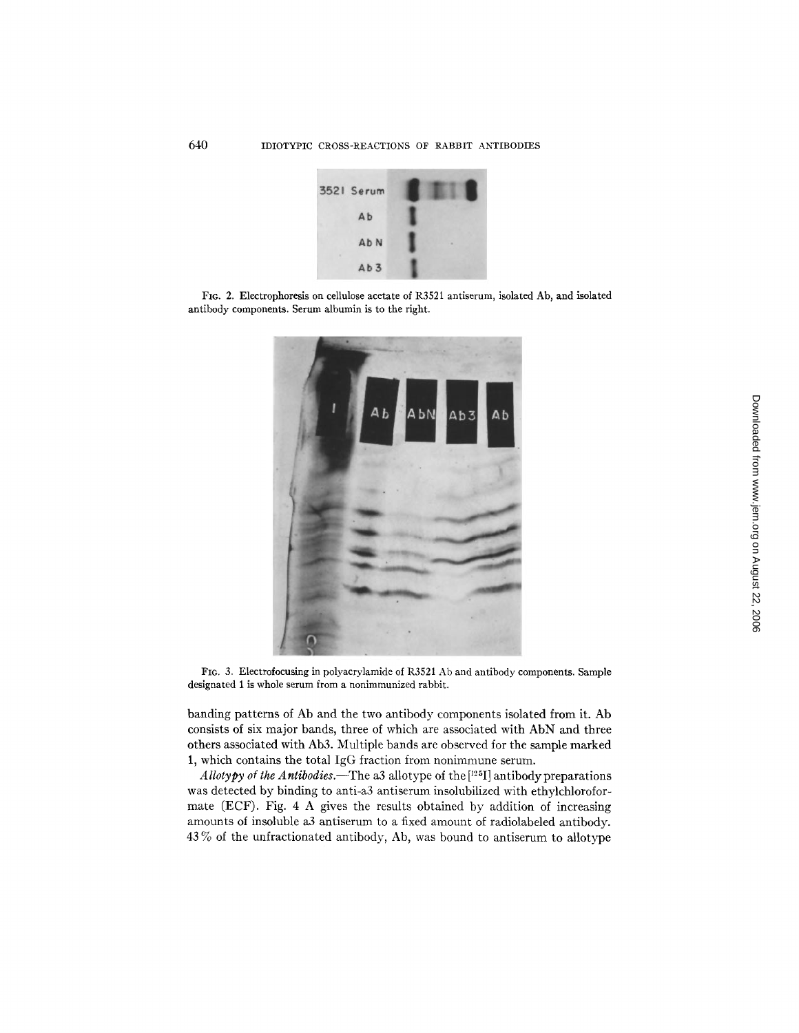FIG. 2. Electrophoresis on cellulose acetate of R3521 antiserum, isolated Ab, and isolated antibody components. Serum albumin is to the right.

FIG. 3. Electrofocusing in polyacrylamide of R3521 Ab and antibody components. Sample designated 1 is whole serum from a nonimmunized rabbit.

banding patterns of Ab and the two antibody components isolated from it. Ab consists of six major bands, three of which are associated with AbN and three others associated with Ab3. Multiple bands are observed for the sample marked 1, which contains the total IgG fraction from nonimmune serum.

*Allotypy of the Antibodies.*—The a3 allotype of the [$^{125}$I] antibody preparations was detected by binding to anti-a3 antiserum insolubilized with ethylchloroformate (ECF). Fig. 4 A gives the results obtained by addition of increasing amounts of insoluble a3 antiserum to a fixed amount of radiolabeled antibody. 43% of the unfractionated antibody, Ab, was bound to antiserum to allotype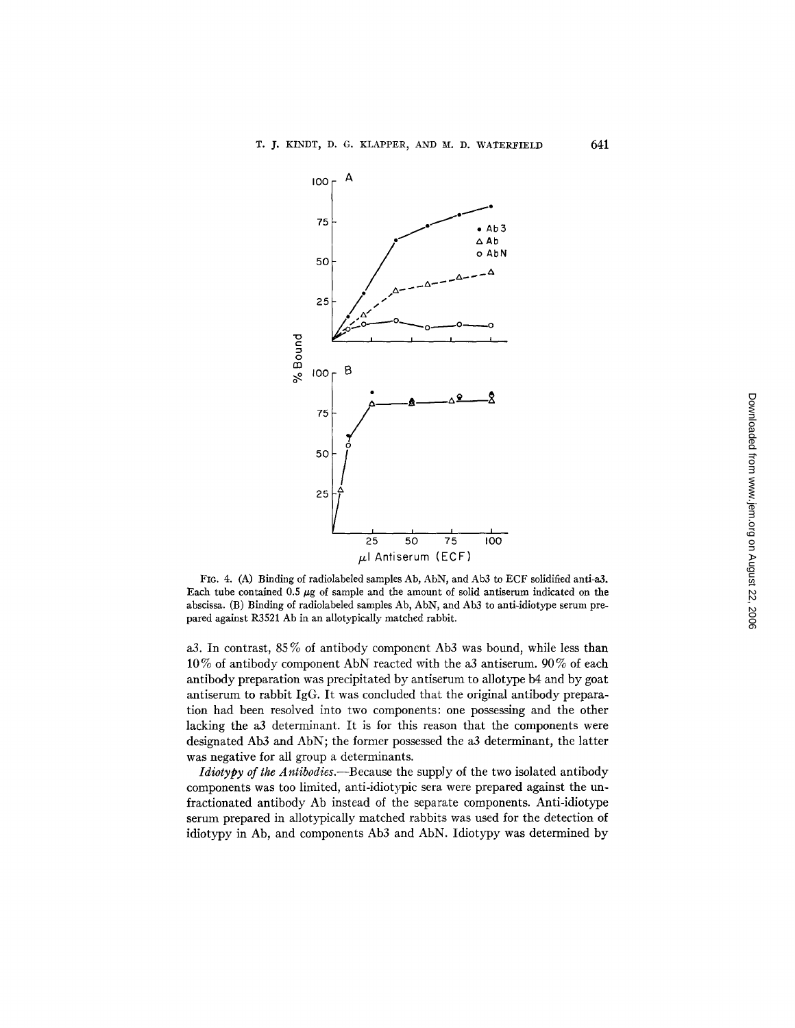A

100
75
50
25

• Ab3
△ Ab
○ AbN

% Bound

B

100
75
50
25

25 50 75 100

μl Antiserum (ECF)

FIG. 4. (A) Binding of radiolabeled samples Ab, AbN, and Ab3 to ECF solidified anti-a3. Each tube contained 0.5 μg of sample and the amount of solid antiserum indicated on the abscissa. (B) Binding of radiolabeled samples Ab, AbN, and Ab3 to anti-idiotype serum prepared against R3521 Ab in an allotypically matched rabbit.

a3. In contrast, 85% of antibody component Ab3 was bound, while less than 10% of antibody component AbN reacted with the a3 antiserum. 90% of each antibody preparation was precipitated by antiserum to allotype b4 and by goat antiserum to rabbit IgG. It was concluded that the original antibody preparation had been resolved into two components: one possessing and the other lacking the a3 determinant. It is for this reason that the components were designated Ab3 and AbN; the former possessed the a3 determinant, the latter was negative for all group a determinants.

*Idiotypy of the Antibodies.*—Because the supply of the two isolated antibody components was too limited, anti-idiotypic sera were prepared against the unfractionated antibody Ab instead of the separate components. Anti-idiotype serum prepared in allotypically matched rabbits was used for the detection of idiotypy in Ab, and components Ab3 and AbN. Idiotypy was determined by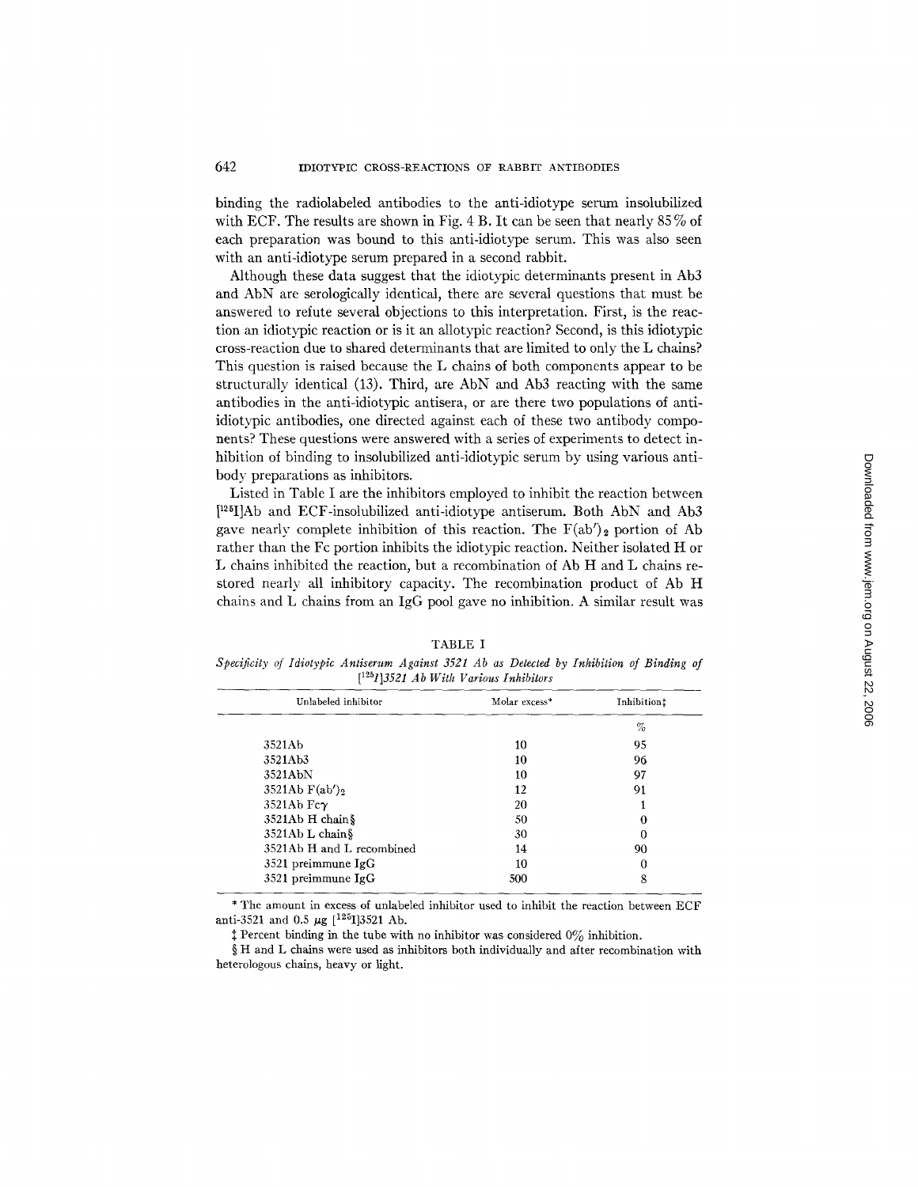binding the radiolabeled antibodies to the anti-idiotype serum insolubilized with ECF. The results are shown in Fig. 4 B. It can be seen that nearly 85% of each preparation was bound to this anti-idiotype serum. This was also seen with an anti-idiotype serum prepared in a second rabbit.

Although these data suggest that the idiotypic determinants present in Ab3 and AbN are serologically identical, there are several questions that must be answered to refute several objections to this interpretation. First, is the reaction an idiotypic reaction or is it an allotypic reaction? Second, is this idiotypic cross-reaction due to shared determinants that are limited to only the L chains? This question is raised because the L chains of both components appear to be structurally identical (13). Third, are AbN and Ab3 reacting with the same antibodies in the anti-idiotypic antisera, or are there two populations of anti-idiotypic antibodies, one directed against each of these two antibody components? These questions were answered with a series of experiments to detect inhibition of binding to insolubilized anti-idiotypic serum by using various antibody preparations as inhibitors.

Listed in Table I are the inhibitors employed to inhibit the reaction between [$^{125}$I]Ab and ECF-insolubilized anti-idiotype antiserum. Both AbN and Ab3 gave nearly complete inhibition of this reaction. The $F(ab')_2$ portion of Ab rather than the Fc portion inhibits the idiotypic reaction. Neither isolated H or L chains inhibited the reaction, but a recombination of Ab H and L chains restored nearly all inhibitory capacity. The recombination product of Ab H chains and L chains from an IgG pool gave no inhibition. A similar result was

TABLE I

*Specificity of Idiotypic Antiserum Against 3521 Ab as Detected by Inhibition of Binding of [$^{125}$I]3521 Ab With Various Inhibitors*

| Unlabeled inhibitor | Molar excess* | Inhibition‡ |
|---|---|---|
| | | % |
| 3521Ab | 10 | 95 |
| 3521Ab3 | 10 | 96 |
| 3521AbN | 10 | 97 |
| 3521Ab $F(ab')_2$ | 12 | 91 |
| 3521Ab Fc$\gamma$ | 20 | 1 |
| 3521Ab H chain§ | 50 | 0 |
| 3521Ab L chain§ | 30 | 0 |
| 3521Ab H and L recombined | 14 | 90 |
| 3521 preimmune IgG | 10 | 0 |
| 3521 preimmune IgG | 500 | 8 |

\* The amount in excess of unlabeled inhibitor used to inhibit the reaction between ECF anti-3521 and 0.5 $\mu$g [$^{125}$I]3521 Ab.

‡ Percent binding in the tube with no inhibitor was considered 0% inhibition.

§ H and L chains were used as inhibitors both individually and after recombination with heterologous chains, heavy or light.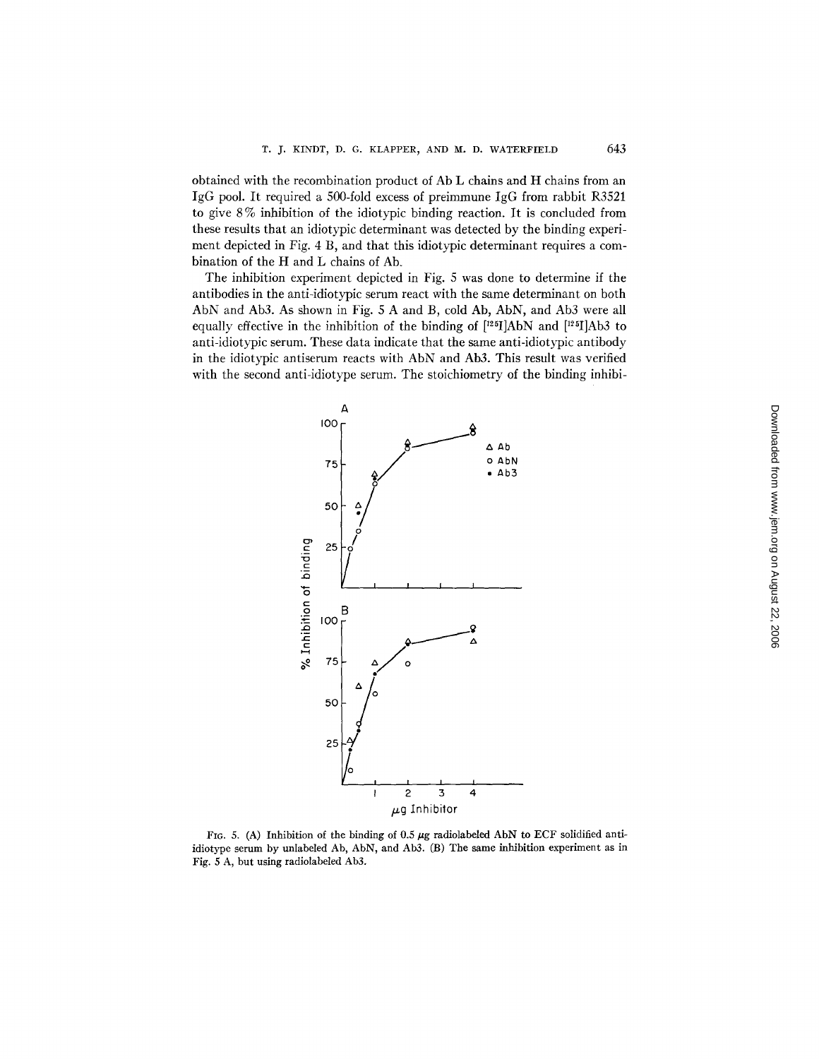obtained with the recombination product of Ab L chains and H chains from an IgG pool. It required a 500-fold excess of preimmune IgG from rabbit R3521 to give 8% inhibition of the idiotypic binding reaction. It is concluded from these results that an idiotypic determinant was detected by the binding experiment depicted in Fig. 4 B, and that this idiotypic determinant requires a combination of the H and L chains of Ab.

The inhibition experiment depicted in Fig. 5 was done to determine if the antibodies in the anti-idiotypic serum react with the same determinant on both AbN and Ab3. As shown in Fig. 5 A and B, cold Ab, AbN, and Ab3 were all equally effective in the inhibition of the binding of [$^{125}$I]AbN and [$^{125}$I]Ab3 to anti-idiotypic serum. These data indicate that the same anti-idiotypic antibody in the idiotypic antiserum reacts with AbN and Ab3. This result was verified with the second anti-idiotype serum. The stoichiometry of the binding inhibi-

A

B

% Inhibition of binding

100

75

50

25

1 2 3 4

μg Inhibitor

△ Ab
○ AbN
• Ab3

FIG. 5. (A) Inhibition of the binding of 0.5 μg radiolabeled AbN to ECF solidified anti-idiotype serum by unlabeled Ab, AbN, and Ab3. (B) The same inhibition experiment as in Fig. 5 A, but using radiolabeled Ab3.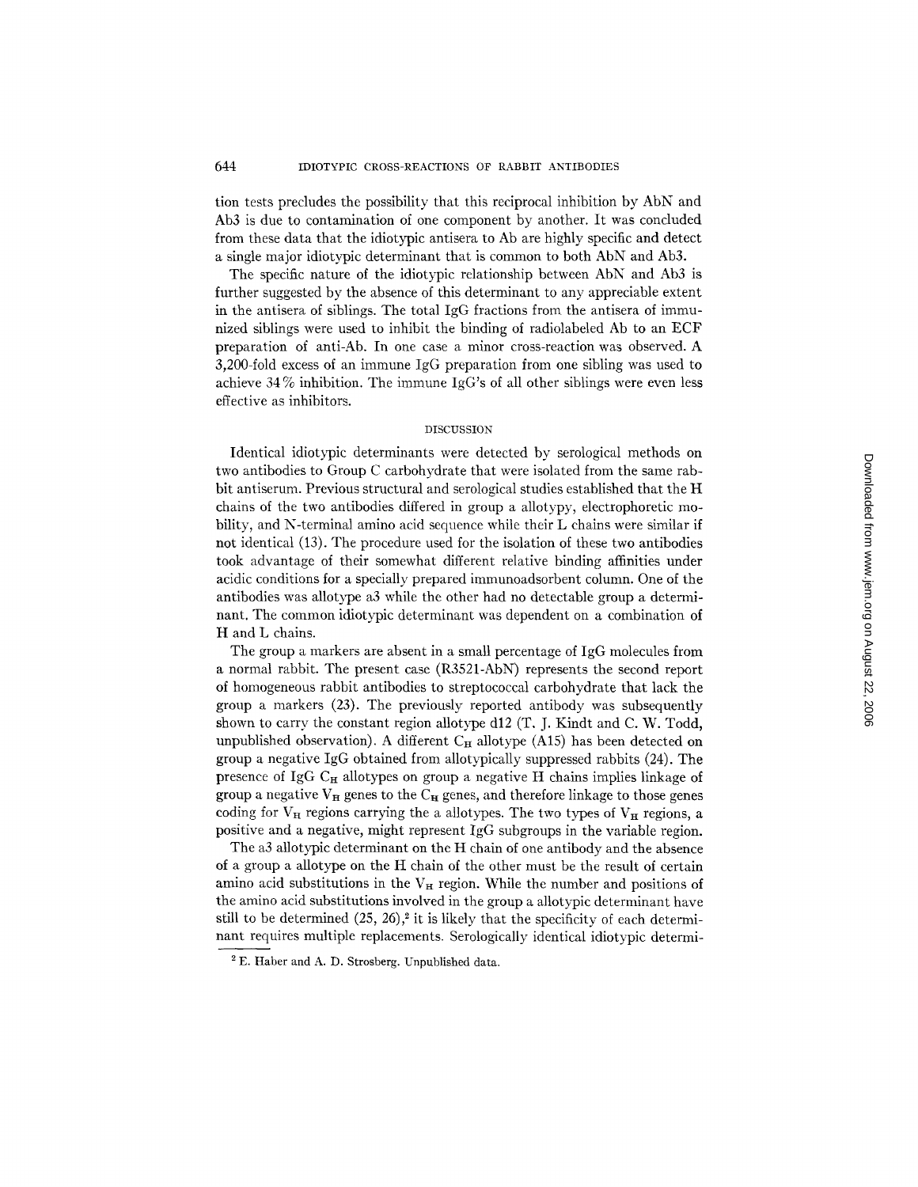tion tests precludes the possibility that this reciprocal inhibition by AbN and Ab3 is due to contamination of one component by another. It was concluded from these data that the idiotypic antisera to Ab are highly specific and detect a single major idiotypic determinant that is common to both AbN and Ab3.

The specific nature of the idiotypic relationship between AbN and Ab3 is further suggested by the absence of this determinant to any appreciable extent in the antisera of siblings. The total IgG fractions from the antisera of immunized siblings were used to inhibit the binding of radiolabeled Ab to an ECF preparation of anti-Ab. In one case a minor cross-reaction was observed. A 3,200-fold excess of an immune IgG preparation from one sibling was used to achieve 34% inhibition. The immune IgG's of all other siblings were even less effective as inhibitors.

## DISCUSSION

Identical idiotypic determinants were detected by serological methods on two antibodies to Group C carbohydrate that were isolated from the same rabbit antiserum. Previous structural and serological studies established that the H chains of the two antibodies differed in group a allotypy, electrophoretic mobility, and N-terminal amino acid sequence while their L chains were similar if not identical (13). The procedure used for the isolation of these two antibodies took advantage of their somewhat different relative binding affinities under acidic conditions for a specially prepared immunoadsorbent column. One of the antibodies was allotype a3 while the other had no detectable group a determinant. The common idiotypic determinant was dependent on a combination of H and L chains.

The group a markers are absent in a small percentage of IgG molecules from a normal rabbit. The present case (R3521-AbN) represents the second report of homogeneous rabbit antibodies to streptococcal carbohydrate that lack the group a markers (23). The previously reported antibody was subsequently shown to carry the constant region allotype d12 (T. J. Kindt and C. W. Todd, unpublished observation). A different $C_H$ allotype (A15) has been detected on group a negative IgG obtained from allotypically suppressed rabbits (24). The presence of IgG $C_H$ allotypes on group a negative H chains implies linkage of group a negative $V_H$ genes to the $C_H$ genes, and therefore linkage to those genes coding for $V_H$ regions carrying the a allotypes. The two types of $V_H$ regions, a positive and a negative, might represent IgG subgroups in the variable region.

The a3 allotypic determinant on the H chain of one antibody and the absence of a group a allotype on the H chain of the other must be the result of certain amino acid substitutions in the $V_H$ region. While the number and positions of the amino acid substitutions involved in the group a allotypic determinant have still to be determined (25, 26),[2] it is likely that the specificity of each determinant requires multiple replacements. Serologically identical idiotypic determi-

[2] E. Haber and A. D. Strosberg. Unpublished data.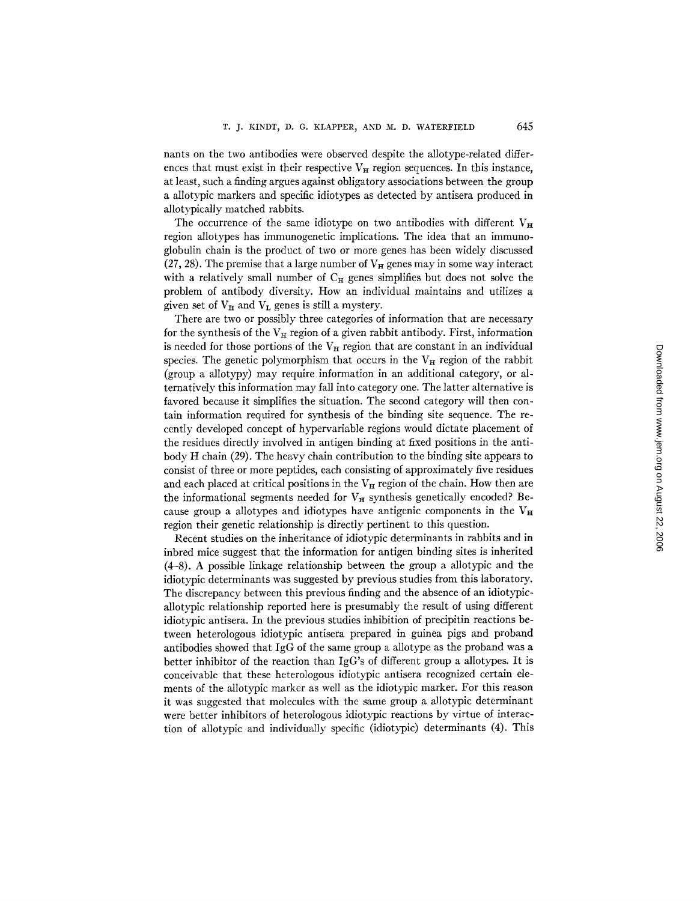nants on the two antibodies were observed despite the allotype-related differences that must exist in their respective $V_H$ region sequences. In this instance, at least, such a finding argues against obligatory associations between the group a allotypic markers and specific idiotypes as detected by antisera produced in allotypically matched rabbits.

The occurrence of the same idiotype on two antibodies with different $V_H$ region allotypes has immunogenetic implications. The idea that an immunoglobulin chain is the product of two or more genes has been widely discussed (27, 28). The premise that a large number of $V_H$ genes may in some way interact with a relatively small number of $C_H$ genes simplifies but does not solve the problem of antibody diversity. How an individual maintains and utilizes a given set of $V_H$ and $V_L$ genes is still a mystery.

There are two or possibly three categories of information that are necessary for the synthesis of the $V_H$ region of a given rabbit antibody. First, information is needed for those portions of the $V_H$ region that are constant in an individual species. The genetic polymorphism that occurs in the $V_H$ region of the rabbit (group a allotypy) may require information in an additional category, or alternatively this information may fall into category one. The latter alternative is favored because it simplifies the situation. The second category will then contain information required for synthesis of the binding site sequence. The recently developed concept of hypervariable regions would dictate placement of the residues directly involved in antigen binding at fixed positions in the antibody H chain (29). The heavy chain contribution to the binding site appears to consist of three or more peptides, each consisting of approximately five residues and each placed at critical positions in the $V_H$ region of the chain. How then are the informational segments needed for $V_H$ synthesis genetically encoded? Because group a allotypes and idiotypes have antigenic components in the $V_H$ region their genetic relationship is directly pertinent to this question.

Recent studies on the inheritance of idiotypic determinants in rabbits and in inbred mice suggest that the information for antigen binding sites is inherited (4–8). A possible linkage relationship between the group a allotypic and the idiotypic determinants was suggested by previous studies from this laboratory. The discrepancy between this previous finding and the absence of an idiotypic-allotypic relationship reported here is presumably the result of using different idiotypic antisera. In the previous studies inhibition of precipitin reactions between heterologous idiotypic antisera prepared in guinea pigs and proband antibodies showed that IgG of the same group a allotype as the proband was a better inhibitor of the reaction than IgG's of different group a allotypes. It is conceivable that these heterologous idiotypic antisera recognized certain elements of the allotypic marker as well as the idiotypic marker. For this reason it was suggested that molecules with the same group a allotypic determinant were better inhibitors of heterologous idiotypic reactions by virtue of interaction of allotypic and individually specific (idiotypic) determinants (4). This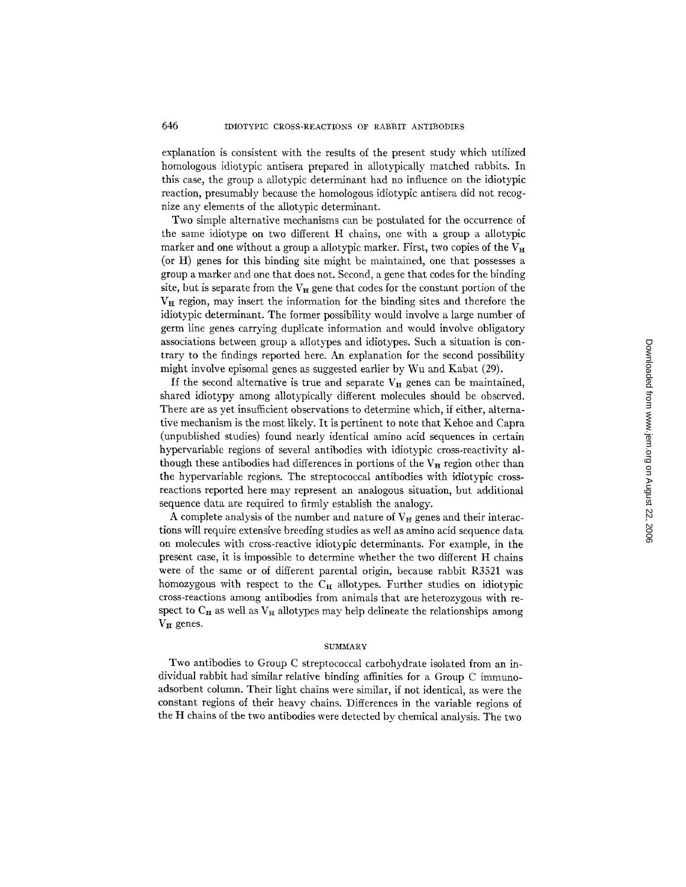explanation is consistent with the results of the present study which utilized homologous idiotypic antisera prepared in allotypically matched rabbits. In this case, the group a allotypic determinant had no influence on the idiotypic reaction, presumably because the homologous idiotypic antisera did not recognize any elements of the allotypic determinant.

Two simple alternative mechanisms can be postulated for the occurrence of the same idiotype on two different H chains, one with a group a allotypic marker and one without a group a allotypic marker. First, two copies of the $V_H$ (or H) genes for this binding site might be maintained, one that possesses a group a marker and one that does not. Second, a gene that codes for the binding site, but is separate from the $V_H$ gene that codes for the constant portion of the $V_H$ region, may insert the information for the binding sites and therefore the idiotypic determinant. The former possibility would involve a large number of germ line genes carrying duplicate information and would involve obligatory associations between group a allotypes and idiotypes. Such a situation is contrary to the findings reported here. An explanation for the second possibility might involve episomal genes as suggested earlier by Wu and Kabat (29).

If the second alternative is true and separate $V_H$ genes can be maintained, shared idiotypy among allotypically different molecules should be observed. There are as yet insufficient observations to determine which, if either, alternative mechanism is the most likely. It is pertinent to note that Kehoe and Capra (unpublished studies) found nearly identical amino acid sequences in certain hypervariable regions of several antibodies with idiotypic cross-reactivity although these antibodies had differences in portions of the $V_H$ region other than the hypervariable regions. The streptococcal antibodies with idiotypic cross-reactions reported here may represent an analogous situation, but additional sequence data are required to firmly establish the analogy.

A complete analysis of the number and nature of $V_H$ genes and their interactions will require extensive breeding studies as well as amino acid sequence data on molecules with cross-reactive idiotypic determinants. For example, in the present case, it is impossible to determine whether the two different H chains were of the same or of different parental origin, because rabbit R3521 was homozygous with respect to the $C_H$ allotypes. Further studies on idiotypic cross-reactions among antibodies from animals that are heterozygous with respect to $C_H$ as well as $V_H$ allotypes may help delineate the relationships among $V_H$ genes.

## SUMMARY

Two antibodies to Group C streptococcal carbohydrate isolated from an individual rabbit had similar relative binding affinities for a Group C immunoadsorbent column. Their light chains were similar, if not identical, as were the constant regions of their heavy chains. Differences in the variable regions of the H chains of the two antibodies were detected by chemical analysis. The two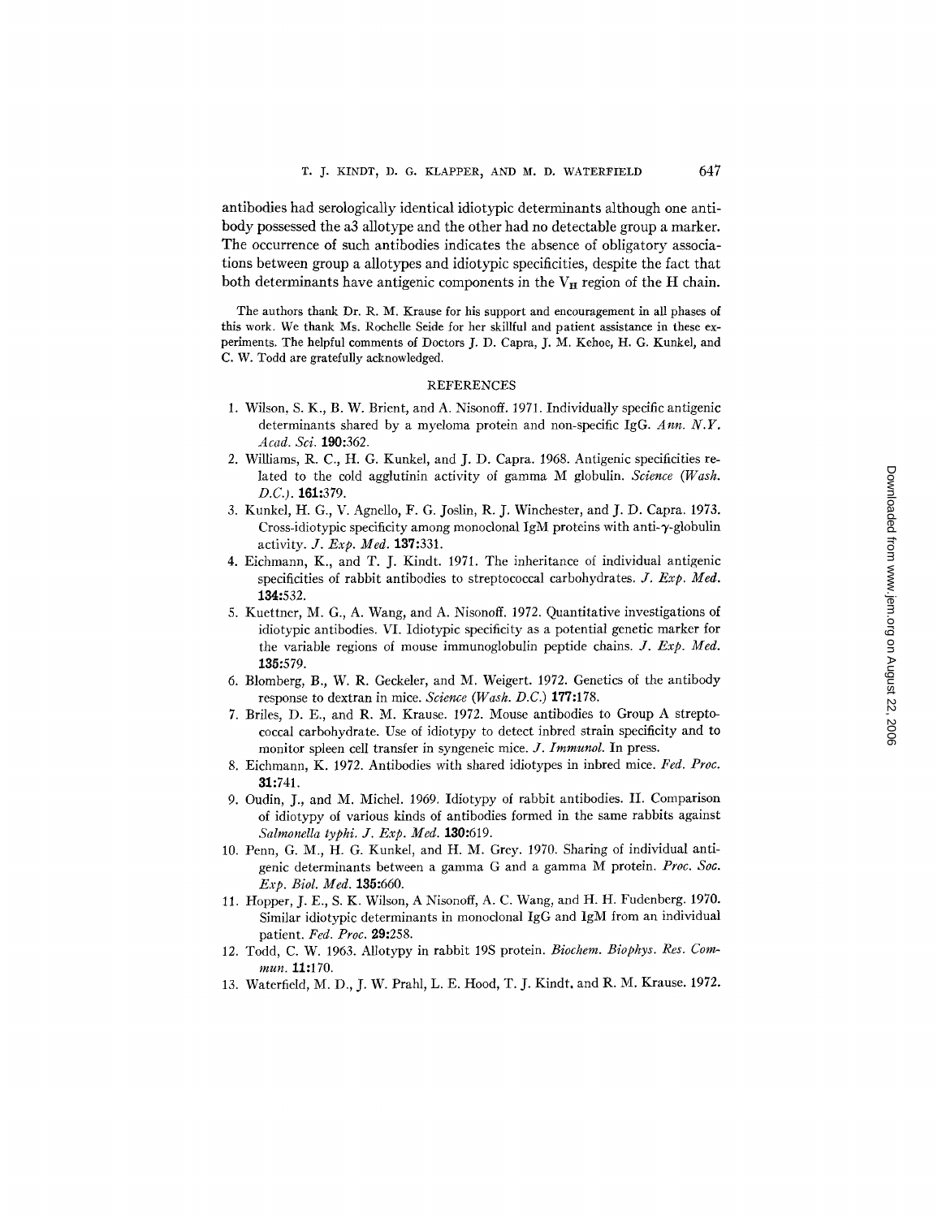antibodies had serologically identical idiotypic determinants although one antibody possessed the a3 allotype and the other had no detectable group a marker. The occurrence of such antibodies indicates the absence of obligatory associations between group a allotypes and idiotypic specificities, despite the fact that both determinants have antigenic components in the $V_H$ region of the H chain.

The authors thank Dr. R. M. Krause for his support and encouragement in all phases of this work. We thank Ms. Rochelle Seide for her skillful and patient assistance in these experiments. The helpful comments of Doctors J. D. Capra, J. M. Kehoe, H. G. Kunkel, and C. W. Todd are gratefully acknowledged.

## REFERENCES

1. Wilson, S. K., B. W. Brient, and A. Nisonoff. 1971. Individually specific antigenic determinants shared by a myeloma protein and non-specific IgG. *Ann. N.Y. Acad. Sci.* **190**:362.
2. Williams, R. C., H. G. Kunkel, and J. D. Capra. 1968. Antigenic specificities related to the cold agglutinin activity of gamma M globulin. *Science (Wash. D.C.).* **161**:379.
3. Kunkel, H. G., V. Agnello, F. G. Joslin, R. J. Winchester, and J. D. Capra. 1973. Cross-idiotypic specificity among monoclonal IgM proteins with anti-$\gamma$-globulin activity. *J. Exp. Med.* **137**:331.
4. Eichmann, K., and T. J. Kindt. 1971. The inheritance of individual antigenic specificities of rabbit antibodies to streptococcal carbohydrates. *J. Exp. Med.* **134**:532.
5. Kuettner, M. G., A. Wang, and A. Nisonoff. 1972. Quantitative investigations of idiotypic antibodies. VI. Idiotypic specificity as a potential genetic marker for the variable regions of mouse immunoglobulin peptide chains. *J. Exp. Med.* **135**:579.
6. Blomberg, B., W. R. Geckeler, and M. Weigert. 1972. Genetics of the antibody response to dextran in mice. *Science (Wash. D.C.)* **177**:178.
7. Briles, D. E., and R. M. Krause. 1972. Mouse antibodies to Group A streptococcal carbohydrate. Use of idiotypy to detect inbred strain specificity and to monitor spleen cell transfer in syngeneic mice. *J. Immunol.* In press.
8. Eichmann, K. 1972. Antibodies with shared idiotypes in inbred mice. *Fed. Proc.* **31**:741.
9. Oudin, J., and M. Michel. 1969. Idiotypy of rabbit antibodies. II. Comparison of idiotypy of various kinds of antibodies formed in the same rabbits against *Salmonella typhi*. *J. Exp. Med.* **130**:619.
10. Penn, G. M., H. G. Kunkel, and H. M. Grey. 1970. Sharing of individual antigenic determinants between a gamma G and a gamma M protein. *Proc. Soc. Exp. Biol. Med.* **135**:660.
11. Hopper, J. E., S. K. Wilson, A Nisonoff, A. C. Wang, and H. H. Fudenberg. 1970. Similar idiotypic determinants in monoclonal IgG and IgM from an individual patient. *Fed. Proc.* **29**:258.
12. Todd, C. W. 1963. Allotypy in rabbit 19S protein. *Biochem. Biophys. Res. Commun.* **11**:170.
13. Waterfield, M. D., J. W. Prahl, L. E. Hood, T. J. Kindt, and R. M. Krause. 1972.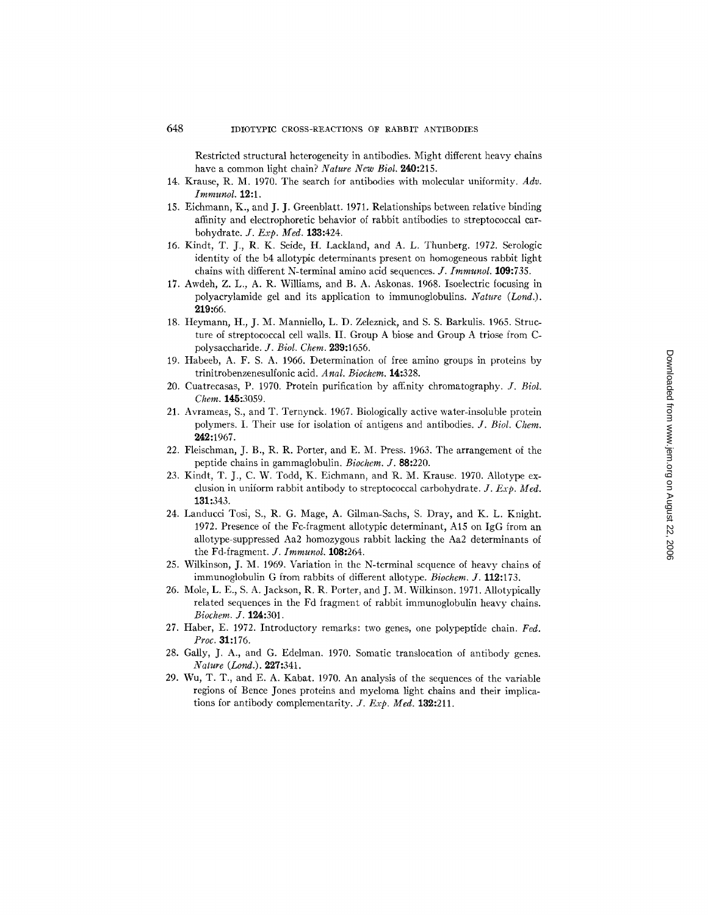Restricted structural heterogeneity in antibodies. Might different heavy chains have a common light chain? *Nature New Biol.* **240:**215.

14. Krause, R. M. 1970. The search for antibodies with molecular uniformity. *Adv. Immunol.* **12:**1.
15. Eichmann, K., and J. J. Greenblatt. 1971. Relationships between relative binding affinity and electrophoretic behavior of rabbit antibodies to streptococcal carbohydrate. *J. Exp. Med.* **133:**424.
16. Kindt, T. J., R. K. Seide, H. Lackland, and A. L. Thunberg. 1972. Serologic identity of the b4 allotypic determinants present on homogeneous rabbit light chains with different N-terminal amino acid sequences. *J. Immunol.* **109:**735.
17. Awdeh, Z. L., A. R. Williams, and B. A. Askonas. 1968. Isoelectric focusing in polyacrylamide gel and its application to immunoglobulins. *Nature (Lond.).* **219:**66.
18. Heymann, H., J. M. Manniello, L. D. Zeleznick, and S. S. Barkulis. 1965. Structure of streptococcal cell walls. II. Group A biose and Group A triose from C-polysaccharide. *J. Biol. Chem.* **239:**1656.
19. Habeeb, A. F. S. A. 1966. Determination of free amino groups in proteins by trinitrobenzenesulfonic acid. *Anal. Biochem.* **14:**328.
20. Cuatrecasas, P. 1970. Protein purification by affinity chromatography. *J. Biol. Chem.* **145:**3059.
21. Avrameas, S., and T. Ternynck. 1967. Biologically active water-insoluble protein polymers. I. Their use for isolation of antigens and antibodies. *J. Biol. Chem.* **242:**1967.
22. Fleischman, J. B., R. R. Porter, and E. M. Press. 1963. The arrangement of the peptide chains in gammaglobulin. *Biochem. J.* **88:**220.
23. Kindt, T. J., C. W. Todd, K. Eichmann, and R. M. Krause. 1970. Allotype exclusion in uniform rabbit antibody to streptococcal carbohydrate. *J. Exp. Med.* **131:**343.
24. Landucci Tosi, S., R. G. Mage, A. Gilman-Sachs, S. Dray, and K. L. Knight. 1972. Presence of the Fc-fragment allotypic determinant, A15 on IgG from an allotype-suppressed Aa2 homozygous rabbit lacking the Aa2 determinants of the Fd-fragment. *J. Immunol.* **108:**264.
25. Wilkinson, J. M. 1969. Variation in the N-terminal sequence of heavy chains of immunoglobulin G from rabbits of different allotype. *Biochem. J.* **112:**173.
26. Mole, L. E., S. A. Jackson, R. R. Porter, and J. M. Wilkinson. 1971. Allotypically related sequences in the Fd fragment of rabbit immunoglobulin heavy chains. *Biochem. J.* **124:**301.
27. Haber, E. 1972. Introductory remarks: two genes, one polypeptide chain. *Fed. Proc.* **31:**176.
28. Gally, J. A., and G. Edelman. 1970. Somatic translocation of antibody genes. *Nature (Lond.).* **227:**341.
29. Wu, T. T., and E. A. Kabat. 1970. An analysis of the sequences of the variable regions of Bence Jones proteins and myeloma light chains and their implications for antibody complementarity. *J. Exp. Med.* **132:**211.